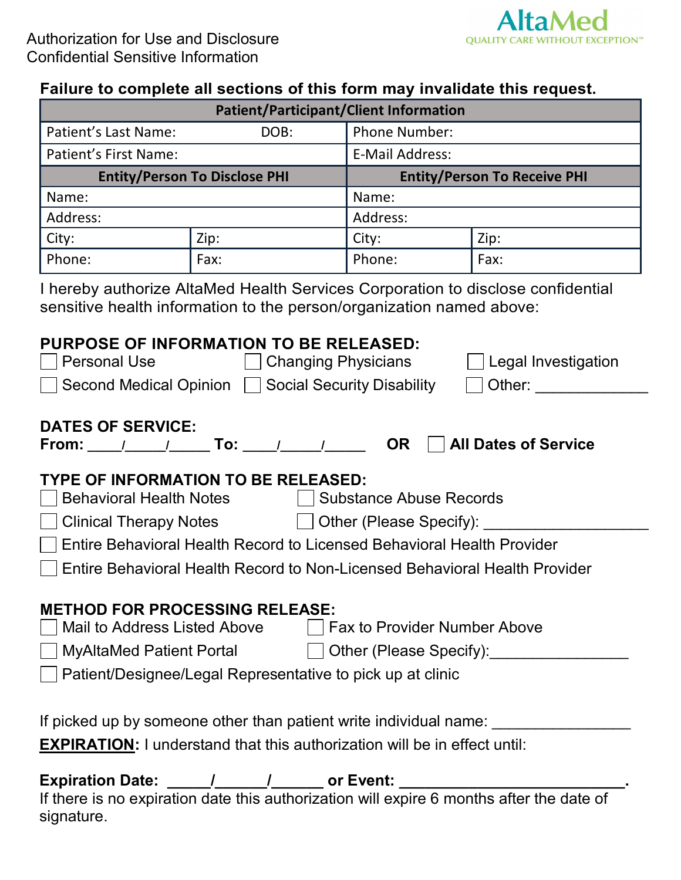Authorization for Use and Disclosure
Confidential Sensitive Information

AltaMed
QUALITY CARE WITHOUT EXCEPTION™

**Failure to complete all sections of this form may invalidate this request.**

| **Patient/Participant/Client Information** | | | |
|---|---|---|---|
| Patient's Last Name: DOB: | | Phone Number: | |
| Patient's First Name: | | E-Mail Address: | |
| **Entity/Person To Disclose PHI** | | **Entity/Person To Receive PHI** | |
| Name: | | Name: | |
| Address: | | Address: | |
| City: | Zip: | City: | Zip: |
| Phone: | Fax: | Phone: | Fax: |

I hereby authorize AltaMed Health Services Corporation to disclose confidential sensitive health information to the person/organization named above:

**PURPOSE OF INFORMATION TO BE RELEASED:**

- ☐ Personal Use
- ☐ Changing Physicians
- ☐ Legal Investigation
- ☐ Second Medical Opinion
- ☐ Social Security Disability
- ☐ Other: _____________

**DATES OF SERVICE:**
**From: ____/_____/_____ To: ____/_____/_____ OR ☐ All Dates of Service**

**TYPE OF INFORMATION TO BE RELEASED:**

- ☐ Behavioral Health Notes
- ☐ Substance Abuse Records
- ☐ Clinical Therapy Notes
- ☐ Other (Please Specify): ___________________
- ☐ Entire Behavioral Health Record to Licensed Behavioral Health Provider
- ☐ Entire Behavioral Health Record to Non-Licensed Behavioral Health Provider

**METHOD FOR PROCESSING RELEASE:**

- ☐ Mail to Address Listed Above
- ☐ Fax to Provider Number Above
- ☐ MyAltaMed Patient Portal
- ☐ Other (Please Specify):________________
- ☐ Patient/Designee/Legal Representative to pick up at clinic

If picked up by someone other than patient write individual name: _______________

**EXPIRATION**: I understand that this authorization will be in effect until:

**Expiration Date: _____/______/______ or Event: __________________________.**
If there is no expiration date this authorization will expire 6 months after the date of signature.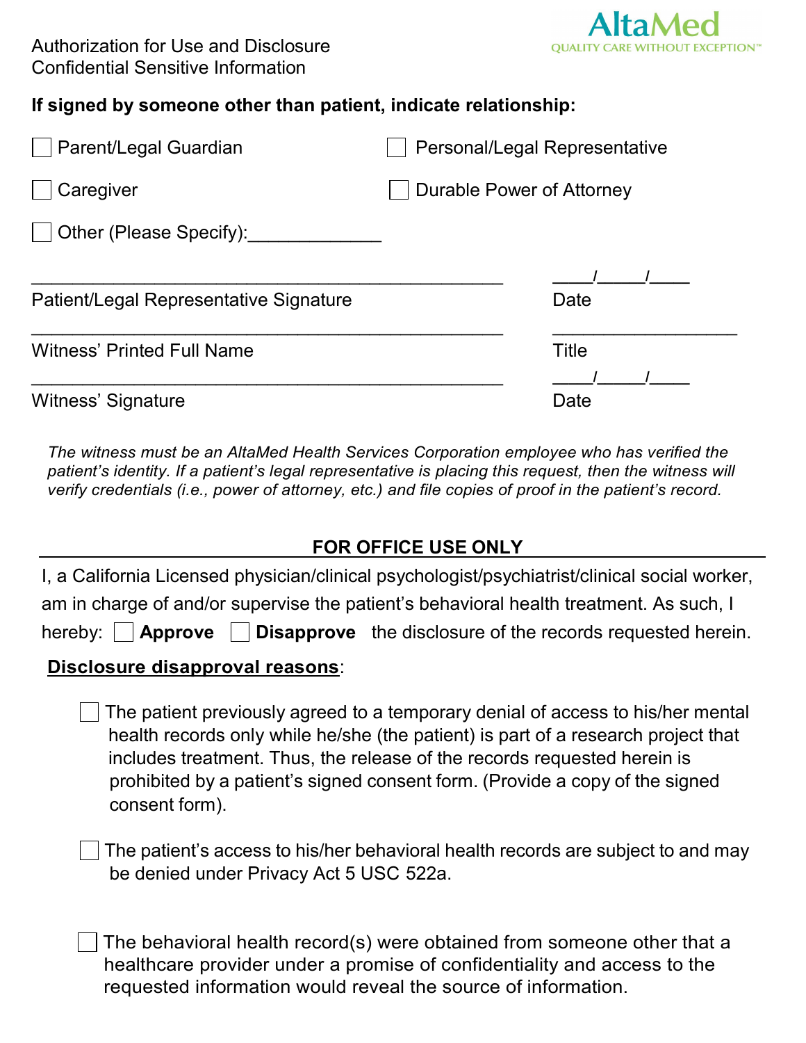Authorization for Use and Disclosure
Confidential Sensitive Information

AltaMed
QUALITY CARE WITHOUT EXCEPTION™

**If signed by someone other than patient, indicate relationship:**

☐ Parent/Legal Guardian ☐ Personal/Legal Representative

☐ Caregiver ☐ Durable Power of Attorney

☐ Other (Please Specify):_____________

_______________________________________________ ____/_____/____
Patient/Legal Representative Signature Date

_______________________________________________ __________________
Witness' Printed Full Name Title

_______________________________________________ ____/_____/____
Witness' Signature Date

*The witness must be an AltaMed Health Services Corporation employee who has verified the patient's identity. If a patient's legal representative is placing this request, then the witness will verify credentials (i.e., power of attorney, etc.) and file copies of proof in the patient's record.*

**FOR OFFICE USE ONLY**

I, a California Licensed physician/clinical psychologist/psychiatrist/clinical social worker, am in charge of and/or supervise the patient's behavioral health treatment. As such, I hereby: ☐ **Approve** ☐ **Disapprove** the disclosure of the records requested herein.

**Disclosure disapproval reasons**:

☐ The patient previously agreed to a temporary denial of access to his/her mental health records only while he/she (the patient) is part of a research project that includes treatment. Thus, the release of the records requested herein is prohibited by a patient's signed consent form. (Provide a copy of the signed consent form).

☐ The patient's access to his/her behavioral health records are subject to and may be denied under Privacy Act 5 USC 522a.

☐ The behavioral health record(s) were obtained from someone other that a healthcare provider under a promise of confidentiality and access to the requested information would reveal the source of information.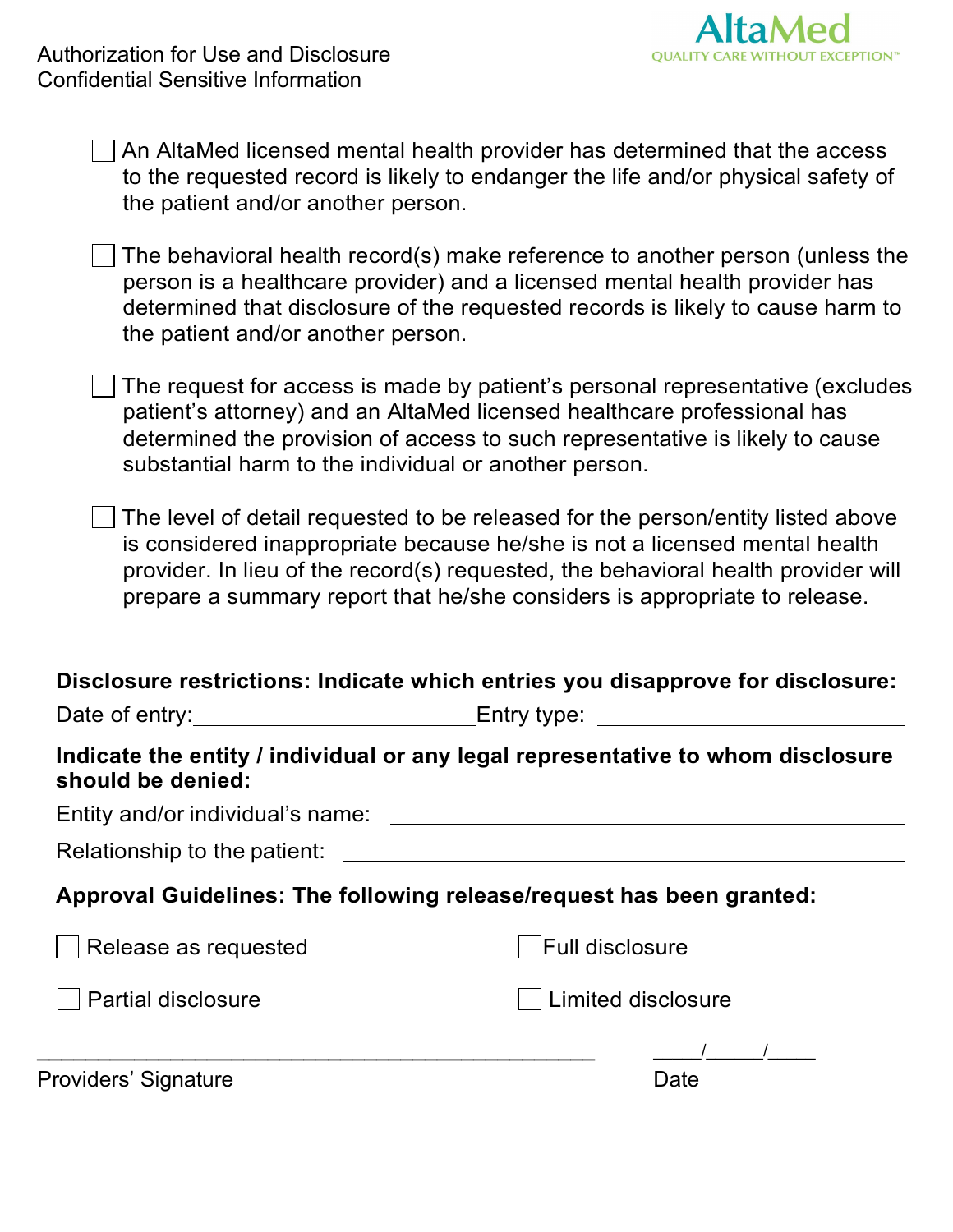Authorization for Use and Disclosure
Confidential Sensitive Information

AltaMed
QUALITY CARE WITHOUT EXCEPTION™

- ☐ An AltaMed licensed mental health provider has determined that the access to the requested record is likely to endanger the life and/or physical safety of the patient and/or another person.
- ☐ The behavioral health record(s) make reference to another person (unless the person is a healthcare provider) and a licensed mental health provider has determined that disclosure of the requested records is likely to cause harm to the patient and/or another person.
- ☐ The request for access is made by patient's personal representative (excludes patient's attorney) and an AltaMed licensed healthcare professional has determined the provision of access to such representative is likely to cause substantial harm to the individual or another person.
- ☐ The level of detail requested to be released for the person/entity listed above is considered inappropriate because he/she is not a licensed mental health provider. In lieu of the record(s) requested, the behavioral health provider will prepare a summary report that he/she considers is appropriate to release.

**Disclosure restrictions: Indicate which entries you disapprove for disclosure:**

Date of entry: ______________________ Entry type: ______________________

**Indicate the entity / individual or any legal representative to whom disclosure should be denied:**

Entity and/or individual's name: ______________________________________

Relationship to the patient: ______________________________________

**Approval Guidelines: The following release/request has been granted:**

☐ Release as requested ☐ Full disclosure

☐ Partial disclosure ☐ Limited disclosure

_____________________________________________ ____/_____/____

Providers' Signature Date